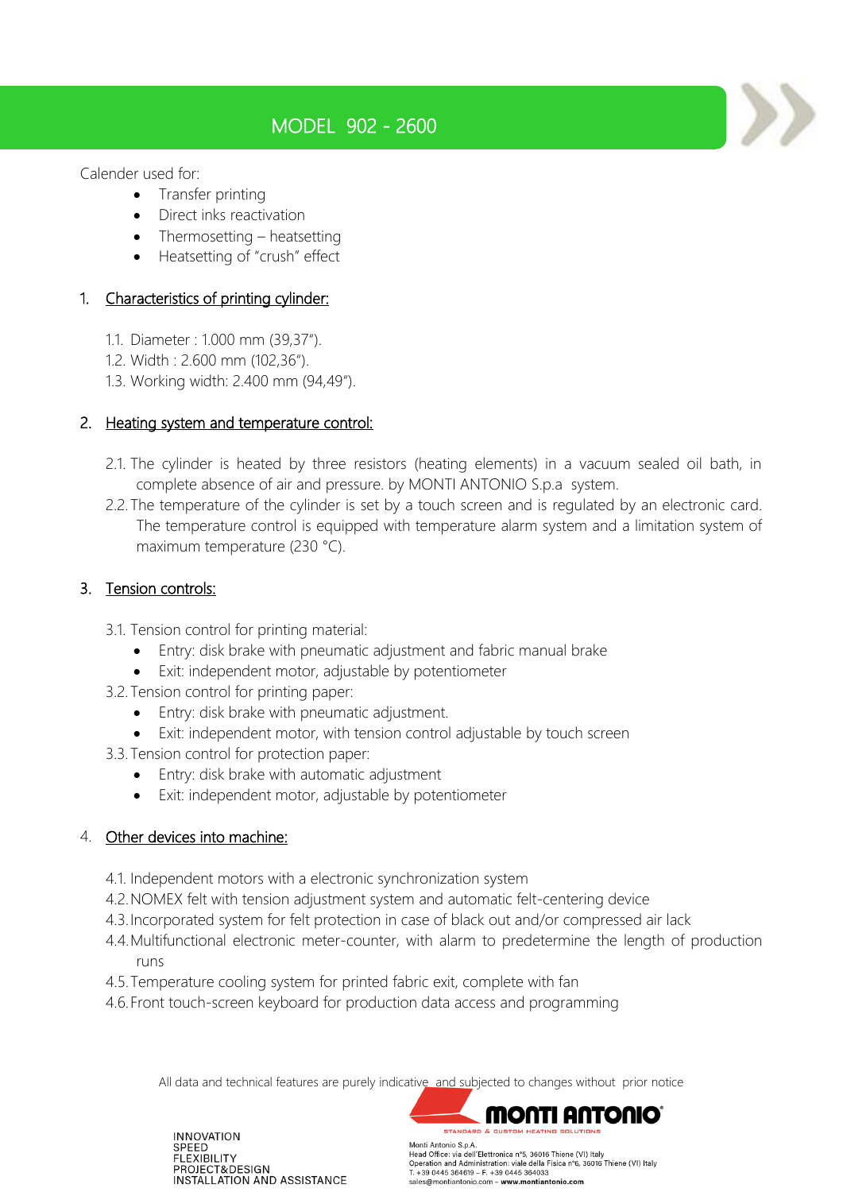# MODEL 902 - 2600

Calender used for:

- Transfer printing
- Direct inks reactivation
- Thermosetting – heatsetting
- Heatsetting of "crush" effect

## 1. Characteristics of printing cylinder:

1.1. Diameter : 1.000 mm (39,37").
1.2. Width : 2.600 mm (102,36").
1.3. Working width: 2.400 mm (94,49").

## 2. Heating system and temperature control:

2.1. The cylinder is heated by three resistors (heating elements) in a vacuum sealed oil bath, in complete absence of air and pressure. by MONTI ANTONIO S.p.a system.
2.2. The temperature of the cylinder is set by a touch screen and is regulated by an electronic card. The temperature control is equipped with temperature alarm system and a limitation system of maximum temperature (230 °C).

## 3. Tension controls:

3.1. Tension control for printing material:
- Entry: disk brake with pneumatic adjustment and fabric manual brake
- Exit: independent motor, adjustable by potentiometer

3.2. Tension control for printing paper:
- Entry: disk brake with pneumatic adjustment.
- Exit: independent motor, with tension control adjustable by touch screen

3.3. Tension control for protection paper:
- Entry: disk brake with automatic adjustment
- Exit: independent motor, adjustable by potentiometer

## 4. Other devices into machine:

4.1. Independent motors with a electronic synchronization system
4.2. NOMEX felt with tension adjustment system and automatic felt-centering device
4.3. Incorporated system for felt protection in case of black out and/or compressed air lack
4.4. Multifunctional electronic meter-counter, with alarm to predetermine the length of production runs
4.5. Temperature cooling system for printed fabric exit, complete with fan
4.6. Front touch-screen keyboard for production data access and programming

All data and technical features are purely indicative and subjected to changes without prior notice

INNOVATION
SPEED
FLEXIBILITY
PROJECT&DESIGN
INSTALLATION AND ASSISTANCE

MONTI ANTONIO
STANDARD & CUSTOM HEATING SOLUTIONS

Monti Antonio S.p.A.
Head Office: via dell'Elettronica n°5, 36016 Thiene (VI) Italy
Operation and Administration: viale della Fisica n°6, 36016 Thiene (VI) Italy
T. +39 0445 364619 – F. +39 0445 364033
sales@montiantonio.com – www.montiantonio.com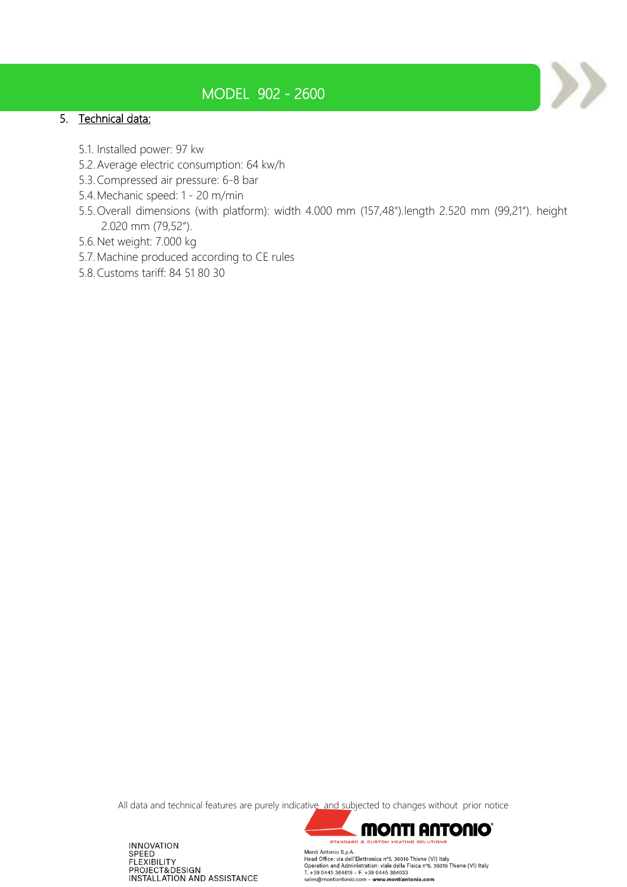## MODEL 902 - 2600

5. Technical data:

   5.1. Installed power: 97 kw
   5.2. Average electric consumption: 64 kw/h
   5.3. Compressed air pressure: 6-8 bar
   5.4. Mechanic speed: 1 - 20 m/min
   5.5. Overall dimensions (with platform): width 4.000 mm (157,48”).length 2.520 mm (99,21”). height 2.020 mm (79,52”).
   5.6. Net weight: 7.000 kg
   5.7. Machine produced according to CE rules
   5.8. Customs tariff: 84 51 80 30

All data and technical features are purely indicative and subjected to changes without prior notice

INNOVATION
SPEED
FLEXIBILITY
PROJECT&DESIGN
INSTALLATION AND ASSISTANCE

MONTI ANTONIO®
STANDARD & CUSTOM HEATING SOLUTIONS

Monti Antonio S.p.A.
Head Office: via dell'Elettronica n°5, 36016 Thiene (VI) Italy
Operation and Administration: viale della Fisica n°6, 36016 Thiene (VI) Italy
T. +39 0445 364619 – F. +39 0445 364033
sales@montiantonio.com – **www.montiantonio.com**